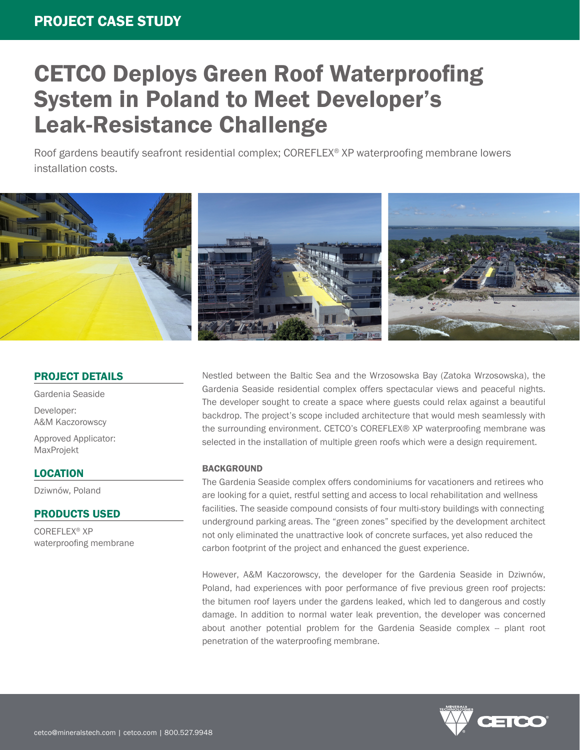PROJECT CASE STUDY

# CETCO Deploys Green Roof Waterproofing System in Poland to Meet Developer's Leak-Resistance Challenge

Roof gardens beautify seafront residential complex; COREFLEX® XP waterproofing membrane lowers installation costs.

## PROJECT DETAILS

Gardenia Seaside

Developer:
A&M Kaczorowscy

Approved Applicator:
MaxProjekt

## LOCATION

Dziwnów, Poland

## PRODUCTS USED

COREFLEX® XP waterproofing membrane

Nestled between the Baltic Sea and the Wrzosowska Bay (Zatoka Wrzosowska), the Gardenia Seaside residential complex offers spectacular views and peaceful nights. The developer sought to create a space where guests could relax against a beautiful backdrop. The project's scope included architecture that would mesh seamlessly with the surrounding environment. CETCO's COREFLEX® XP waterproofing membrane was selected in the installation of multiple green roofs which were a design requirement.

### BACKGROUND

The Gardenia Seaside complex offers condominiums for vacationers and retirees who are looking for a quiet, restful setting and access to local rehabilitation and wellness facilities. The seaside compound consists of four multi-story buildings with connecting underground parking areas. The "green zones" specified by the development architect not only eliminated the unattractive look of concrete surfaces, yet also reduced the carbon footprint of the project and enhanced the guest experience.

However, A&M Kaczorowscy, the developer for the Gardenia Seaside in Dziwnów, Poland, had experiences with poor performance of five previous green roof projects: the bitumen roof layers under the gardens leaked, which led to dangerous and costly damage. In addition to normal water leak prevention, the developer was concerned about another potential problem for the Gardenia Seaside complex – plant root penetration of the waterproofing membrane.

cetco@mineralstech.com | cetco.com | 800.527.9948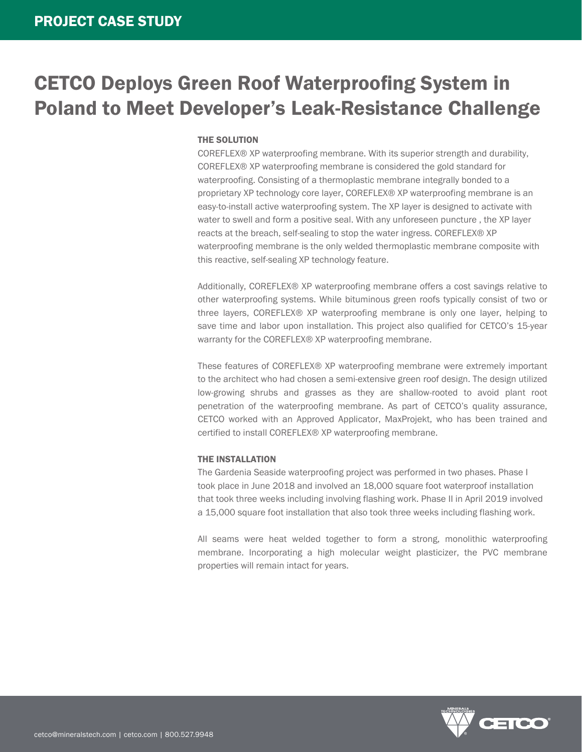# CETCO Deploys Green Roof Waterproofing System in Poland to Meet Developer's Leak-Resistance Challenge

### THE SOLUTION

COREFLEX® XP waterproofing membrane. With its superior strength and durability, COREFLEX® XP waterproofing membrane is considered the gold standard for waterproofing. Consisting of a thermoplastic membrane integrally bonded to a proprietary XP technology core layer, COREFLEX® XP waterproofing membrane is an easy-to-install active waterproofing system. The XP layer is designed to activate with water to swell and form a positive seal. With any unforeseen puncture , the XP layer reacts at the breach, self-sealing to stop the water ingress. COREFLEX® XP waterproofing membrane is the only welded thermoplastic membrane composite with this reactive, self-sealing XP technology feature.

Additionally, COREFLEX® XP waterproofing membrane offers a cost savings relative to other waterproofing systems. While bituminous green roofs typically consist of two or three layers, COREFLEX® XP waterproofing membrane is only one layer, helping to save time and labor upon installation. This project also qualified for CETCO's 15-year warranty for the COREFLEX® XP waterproofing membrane.

These features of COREFLEX® XP waterproofing membrane were extremely important to the architect who had chosen a semi-extensive green roof design. The design utilized low-growing shrubs and grasses as they are shallow-rooted to avoid plant root penetration of the waterproofing membrane. As part of CETCO's quality assurance, CETCO worked with an Approved Applicator, MaxProjekt, who has been trained and certified to install COREFLEX® XP waterproofing membrane.

### THE INSTALLATION

The Gardenia Seaside waterproofing project was performed in two phases. Phase I took place in June 2018 and involved an 18,000 square foot waterproof installation that took three weeks including involving flashing work. Phase II in April 2019 involved a 15,000 square foot installation that also took three weeks including flashing work.

All seams were heat welded together to form a strong, monolithic waterproofing membrane. Incorporating a high molecular weight plasticizer, the PVC membrane properties will remain intact for years.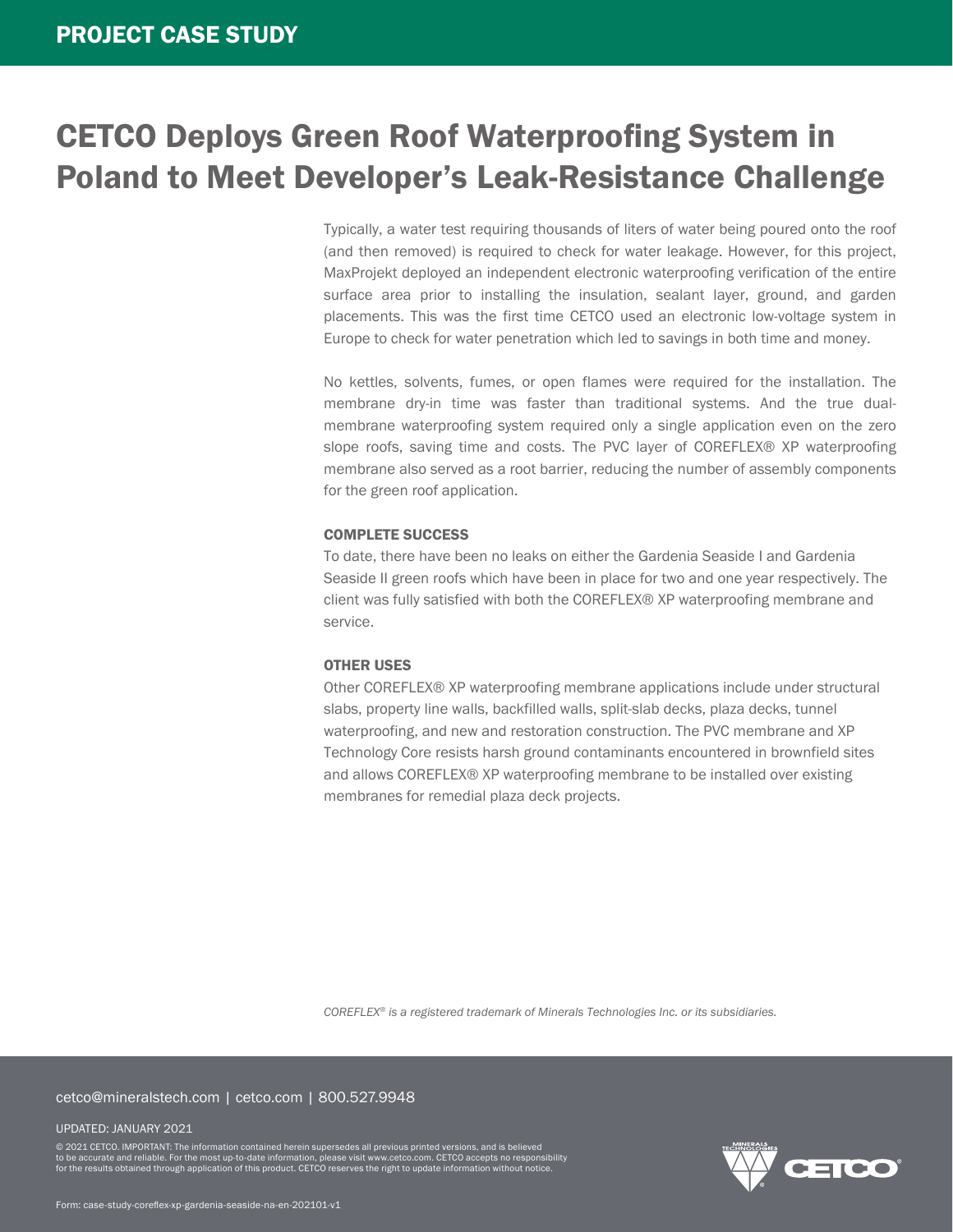# CETCO Deploys Green Roof Waterproofing System in Poland to Meet Developer's Leak-Resistance Challenge

Typically, a water test requiring thousands of liters of water being poured onto the roof (and then removed) is required to check for water leakage. However, for this project, MaxProjekt deployed an independent electronic waterproofing verification of the entire surface area prior to installing the insulation, sealant layer, ground, and garden placements. This was the first time CETCO used an electronic low-voltage system in Europe to check for water penetration which led to savings in both time and money.

No kettles, solvents, fumes, or open flames were required for the installation. The membrane dry-in time was faster than traditional systems. And the true dual-membrane waterproofing system required only a single application even on the zero slope roofs, saving time and costs. The PVC layer of COREFLEX® XP waterproofing membrane also served as a root barrier, reducing the number of assembly components for the green roof application.

### COMPLETE SUCCESS

To date, there have been no leaks on either the Gardenia Seaside I and Gardenia Seaside II green roofs which have been in place for two and one year respectively. The client was fully satisfied with both the COREFLEX® XP waterproofing membrane and service.

### OTHER USES

Other COREFLEX® XP waterproofing membrane applications include under structural slabs, property line walls, backfilled walls, split-slab decks, plaza decks, tunnel waterproofing, and new and restoration construction. The PVC membrane and XP Technology Core resists harsh ground contaminants encountered in brownfield sites and allows COREFLEX® XP waterproofing membrane to be installed over existing membranes for remedial plaza deck projects.

*COREFLEX® is a registered trademark of Minerals Technologies Inc. or its subsidiaries.*

cetco@mineralstech.com | cetco.com | 800.527.9948

UPDATED: JANUARY 2021

© 2021 CETCO. IMPORTANT: The information contained herein supersedes all previous printed versions, and is believed to be accurate and reliable. For the most up-to-date information, please visit www.cetco.com. CETCO accepts no responsibility for the results obtained through application of this product. CETCO reserves the right to update information without notice.

Form: case-study-coreflex-xp-gardenia-seaside-na-en-202101-v1